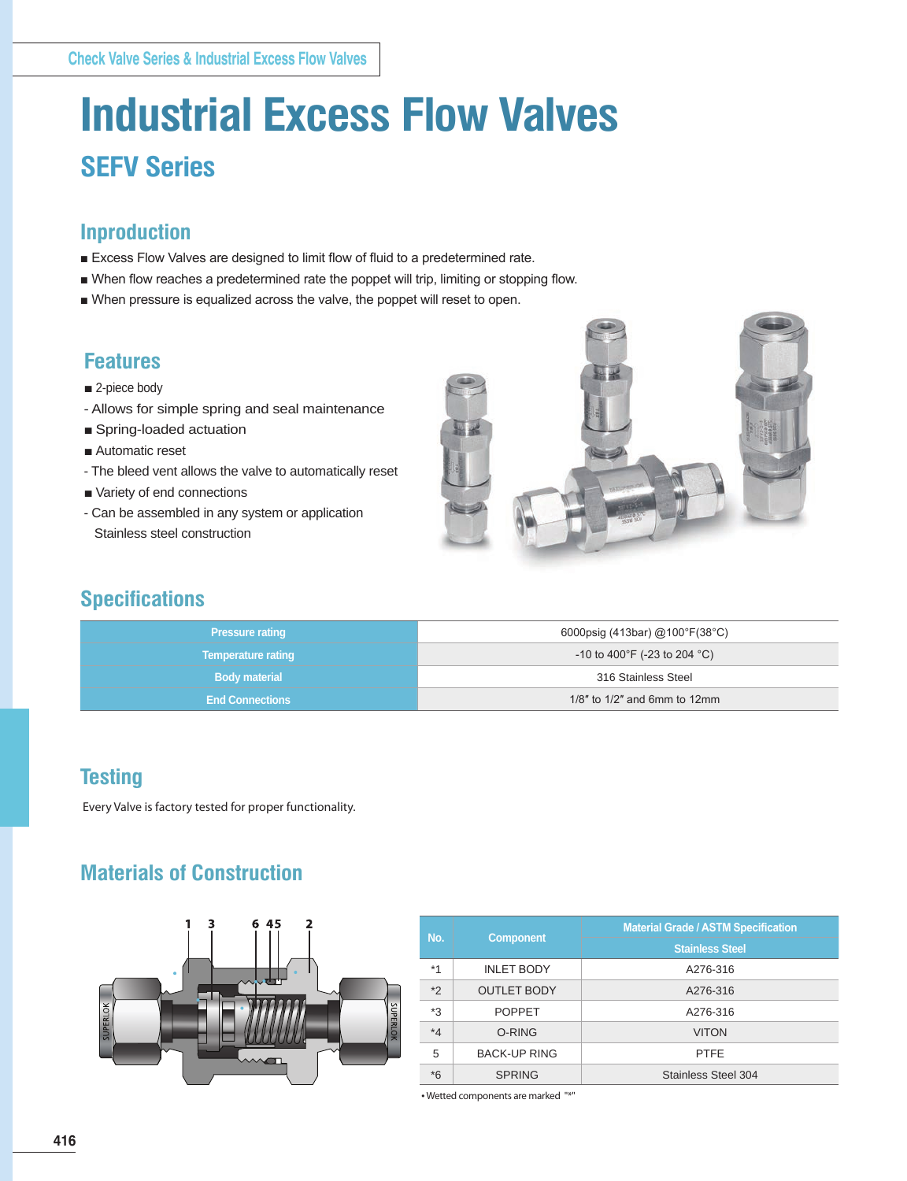Check Valve Series & Industrial Excess Flow Valves

# Industrial Excess Flow Valves

## SEFV Series

### Inproduction

- ■ Excess Flow Valves are designed to limit flow of fluid to a predetermined rate.
- ■ When flow reaches a predetermined rate the poppet will trip, limiting or stopping flow.
- ■ When pressure is equalized across the valve, the poppet will reset to open.

### Features

■ 2-piece body
- Allows for simple spring and seal maintenance
■ Spring-loaded actuation
■ Automatic reset
- The bleed vent allows the valve to automatically reset
■ Variety of end connections
- Can be assembled in any system or application
Stainless steel construction

### Specifications

| | |
|---|---|
| Pressure rating | 6000psig (413bar) @100°F(38°C) |
| Temperature rating | -10 to 400°F (-23 to 204 °C) |
| Body material | 316 Stainless Steel |
| End Connections | 1/8″ to 1/2″ and 6mm to 12mm |

### Testing

Every Valve is factory tested for proper functionality.

### Materials of Construction

| No. | Component | Material Grade / ASTM Specification |
|---|---|---|
| | | Stainless Steel |
| *1 | INLET BODY | A276-316 |
| *2 | OUTLET BODY | A276-316 |
| *3 | POPPET | A276-316 |
| *4 | O-RING | VITON |
| 5 | BACK-UP RING | PTFE |
| *6 | SPRING | Stainless Steel 304 |

• Wetted components are marked "*"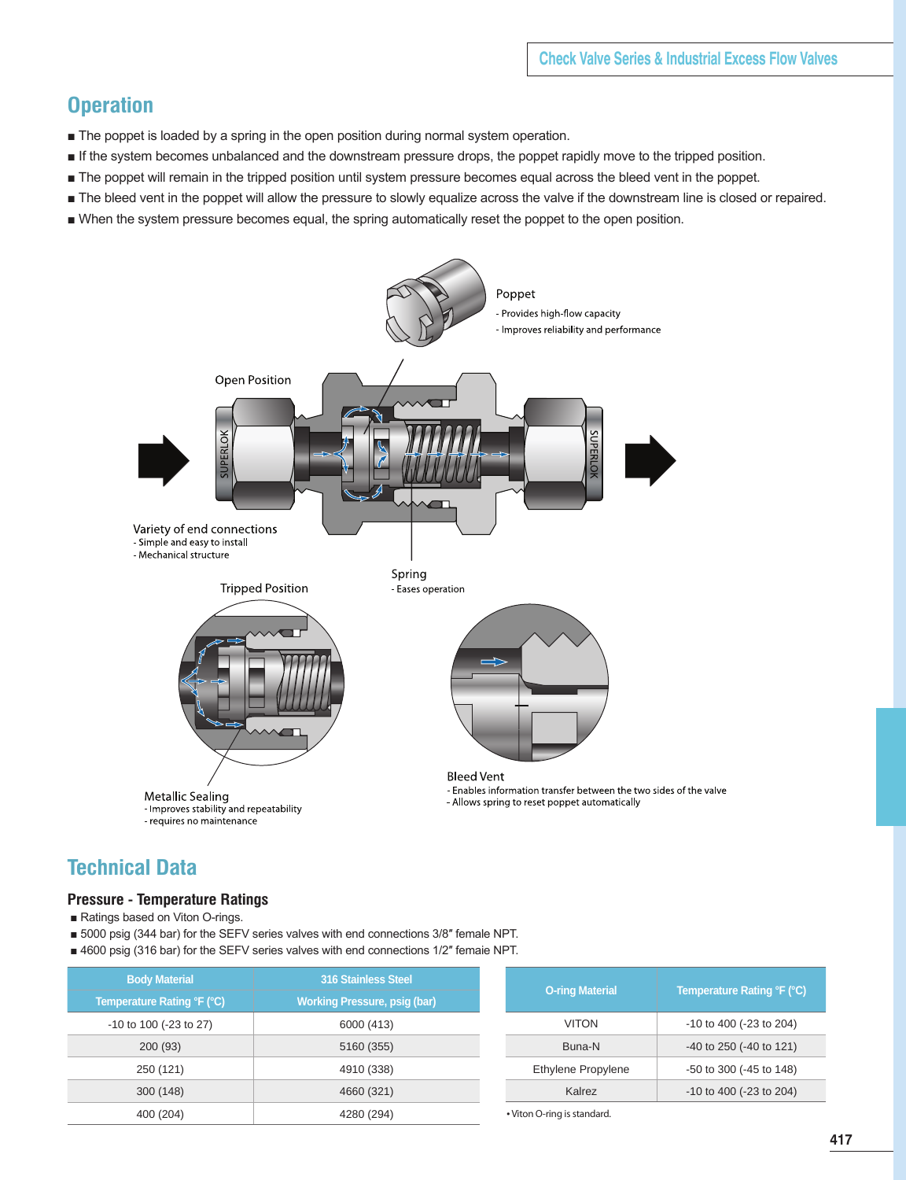## Operation

- The poppet is loaded by a spring in the open position during normal system operation.
- If the system becomes unbalanced and the downstream pressure drops, the poppet rapidly move to the tripped position.
- The poppet will remain in the tripped position until system pressure becomes equal across the bleed vent in the poppet.
- The bleed vent in the poppet will allow the pressure to slowly equalize across the valve if the downstream line is closed or repaired.
- When the system pressure becomes equal, the spring automatically reset the poppet to the open position.

Poppet
- Provides high-flow capacity
- Improves reliability and performance

Open Position

Variety of end connections
- Simple and easy to install
- Mechanical structure

Spring
- Eases operation

Tripped Position

Metallic Sealing
- Improves stability and repeatability
- requires no maintenance

Bleed Vent
- Enables information transfer between the two sides of the valve
- Allows spring to reset poppet automatically

## Technical Data

### Pressure - Temperature Ratings

- Ratings based on Viton O-rings.
- 5000 psig (344 bar) for the SEFV series valves with end connections 3/8″ female NPT.
- 4600 psig (316 bar) for the SEFV series valves with end connections 1/2″ female NPT.

| Body Material | 316 Stainless Steel |
|---|---|
| Temperature Rating °F (°C) | Working Pressure, psig (bar) |
| -10 to 100 (-23 to 27) | 6000 (413) |
| 200 (93) | 5160 (355) |
| 250 (121) | 4910 (338) |
| 300 (148) | 4660 (321) |
| 400 (204) | 4280 (294) |

| O-ring Material | Temperature Rating °F (°C) |
|---|---|
| VITON | -10 to 400 (-23 to 204) |
| Buna-N | -40 to 250 (-40 to 121) |
| Ethylene Propylene | -50 to 300 (-45 to 148) |
| Kalrez | -10 to 400 (-23 to 204) |

• Viton O-ring is standard.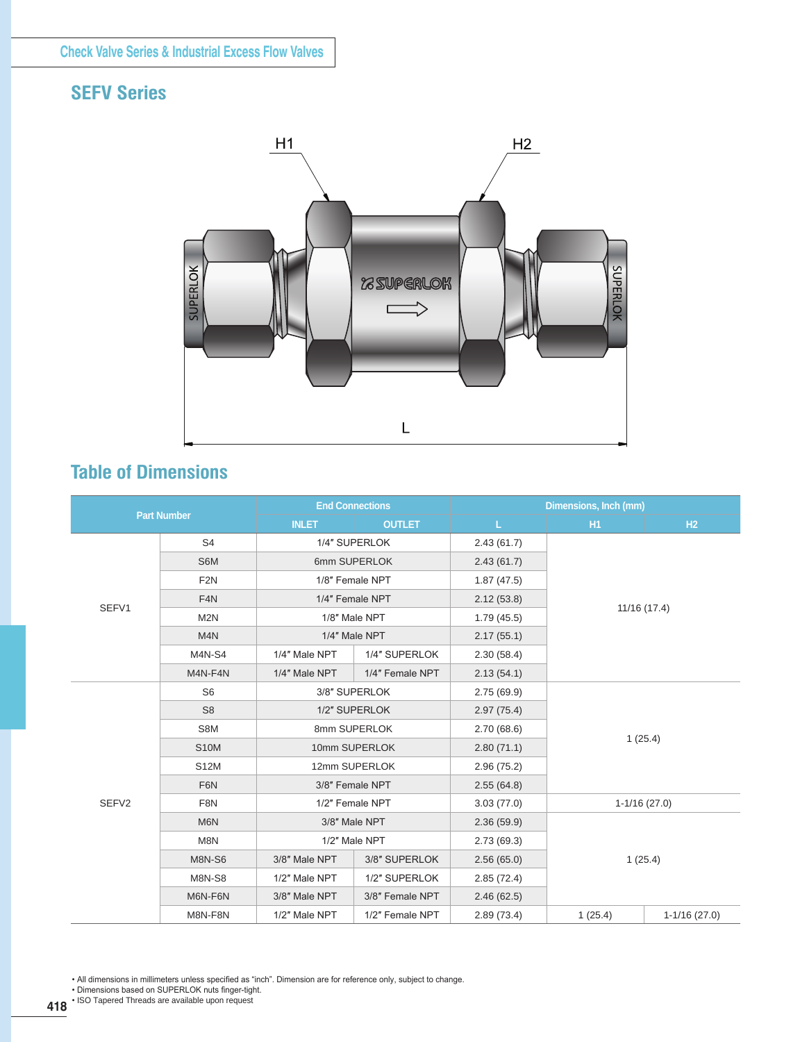# SEFV Series

H1 H2 L

## Table of Dimensions

| Part Number | | End Connections | | Dimensions, Inch (mm) | | |
|---|---|---|---|---|---|---|
| | | INLET | OUTLET | L | H1 | H2 |
| SEFV1 | S4 | 1/4″ SUPERLOK | | 2.43 (61.7) | 11/16 (17.4) | |
| | S6M | 6mm SUPERLOK | | 2.43 (61.7) | | |
| | F2N | 1/8″ Female NPT | | 1.87 (47.5) | | |
| | F4N | 1/4″ Female NPT | | 2.12 (53.8) | | |
| | M2N | 1/8″ Male NPT | | 1.79 (45.5) | | |
| | M4N | 1/4″ Male NPT | | 2.17 (55.1) | | |
| | M4N-S4 | 1/4″ Male NPT | 1/4″ SUPERLOK | 2.30 (58.4) | | |
| | M4N-F4N | 1/4″ Male NPT | 1/4″ Female NPT | 2.13 (54.1) | | |
| SEFV2 | S6 | 3/8″ SUPERLOK | | 2.75 (69.9) | 1 (25.4) | |
| | S8 | 1/2″ SUPERLOK | | 2.97 (75.4) | | |
| | S8M | 8mm SUPERLOK | | 2.70 (68.6) | | |
| | S10M | 10mm SUPERLOK | | 2.80 (71.1) | | |
| | S12M | 12mm SUPERLOK | | 2.96 (75.2) | | |
| | F6N | 3/8″ Female NPT | | 2.55 (64.8) | | |
| | F8N | 1/2″ Female NPT | | 3.03 (77.0) | 1-1/16 (27.0) | |
| | M6N | 3/8″ Male NPT | | 2.36 (59.9) | 1 (25.4) | |
| | M8N | 1/2″ Male NPT | | 2.73 (69.3) | | |
| | M8N-S6 | 3/8″ Male NPT | 3/8″ SUPERLOK | 2.56 (65.0) | | |
| | M8N-S8 | 1/2″ Male NPT | 1/2″ SUPERLOK | 2.85 (72.4) | | |
| | M6N-F6N | 3/8″ Male NPT | 3/8″ Female NPT | 2.46 (62.5) | | |
| | M8N-F8N | 1/2″ Male NPT | 1/2″ Female NPT | 2.89 (73.4) | 1 (25.4) | 1-1/16 (27.0) |

- All dimensions in millimeters unless specified as "inch". Dimension are for reference only, subject to change.
- Dimensions based on SUPERLOK nuts finger-tight.
- ISO Tapered Threads are available upon request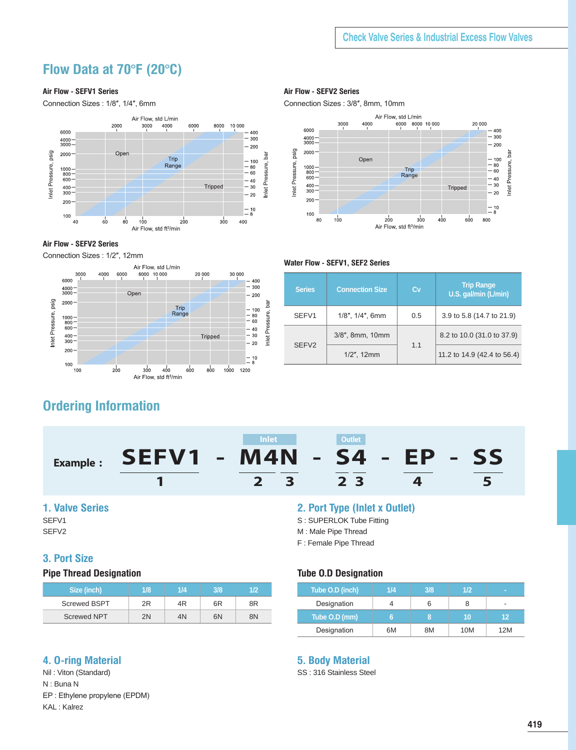# Flow Data at 70°F (20°C)

### Air Flow - SEFV1 Series

Connection Sizes : 1/8", 1/4", 6mm

Air Flow, std L/min
2000 3000 4000 6000 8000 10 000
Inlet Pressure, psig
6000 4000 3000 2000 1000 800 600 400 300 200 100
Inlet Pressure, bar
400 300 200 100 80 60 40 30 20 10 8
Open
Trip Range
Tripped
40 60 80 100 200 300 400
Air Flow, std ft³/min

### Air Flow - SEFV2 Series

Connection Sizes : 3/8", 8mm, 10mm

Air Flow, std L/min
3000 4000 6000 8000 10 000 20 000
Inlet Pressure, psig
6000 4000 3000 2000 1000 800 600 400 300 200 100
Inlet Pressure, bar
400 300 200 100 80 60 40 30 20 10 8
Open
Trip Range
Tripped
80 100 200 300 400 600 800
Air Flow, std ft³/min

### Air Flow - SEFV2 Series

Connection Sizes : 1/2", 12mm

Air Flow, std L/min
3000 4000 6000 8000 10 000 20 000 30 000
Inlet Pressure, psig
6000 4000 3000 2000 1000 800 600 400 300 200 100
Inlet Pressure, bar
400 300 200 100 80 60 40 30 20 10 8
Open
Trip Range
Tripped
100 200 300 400 600 800 1000 1200
Air Flow, std ft³/min

### Water Flow - SEFV1, SEF2 Series

| Series | Connection Size | Cv | Trip Range U.S. gal/min (L/min) |
|---|---|---|---|
| SEFV1 | 1/8", 1/4", 6mm | 0.5 | 3.9 to 5.8 (14.7 to 21.9) |
| SEFV2 | 3/8", 8mm, 10mm | 1.1 | 8.2 to 10.0 (31.0 to 37.9) |
| | 1/2", 12mm | | 11.2 to 14.9 (42.4 to 56.4) |

# Ordering Information

**Example :** SEFV1 - M4N - S4 - EP - SS

| SEFV1 | M4N (Inlet) | S4 (Outlet) | EP | SS |
|---|---|---|---|---|
| 1 | 2 3 | 2 3 | 4 | 5 |

## 1. Valve Series

SEFV1
SEFV2

## 2. Port Type (Inlet x Outlet)

S : SUPERLOK Tube Fitting
M : Male Pipe Thread
F : Female Pipe Thread

## 3. Port Size

### Pipe Thread Designation

| Size (inch) | 1/8 | 1/4 | 3/8 | 1/2 |
|---|---|---|---|---|
| Screwed BSPT | 2R | 4R | 6R | 8R |
| Screwed NPT | 2N | 4N | 6N | 8N |

### Tube O.D Designation

| Tube O.D (inch) | 1/4 | 3/8 | 1/2 | - |
|---|---|---|---|---|
| Designation | 4 | 6 | 8 | - |
| Tube O.D (mm) | 6 | 8 | 10 | 12 |
| Designation | 6M | 8M | 10M | 12M |

## 4. O-ring Material

Nil : Viton (Standard)
N : Buna N
EP : Ethylene propylene (EPDM)
KAL : Kalrez

## 5. Body Material

SS : 316 Stainless Steel